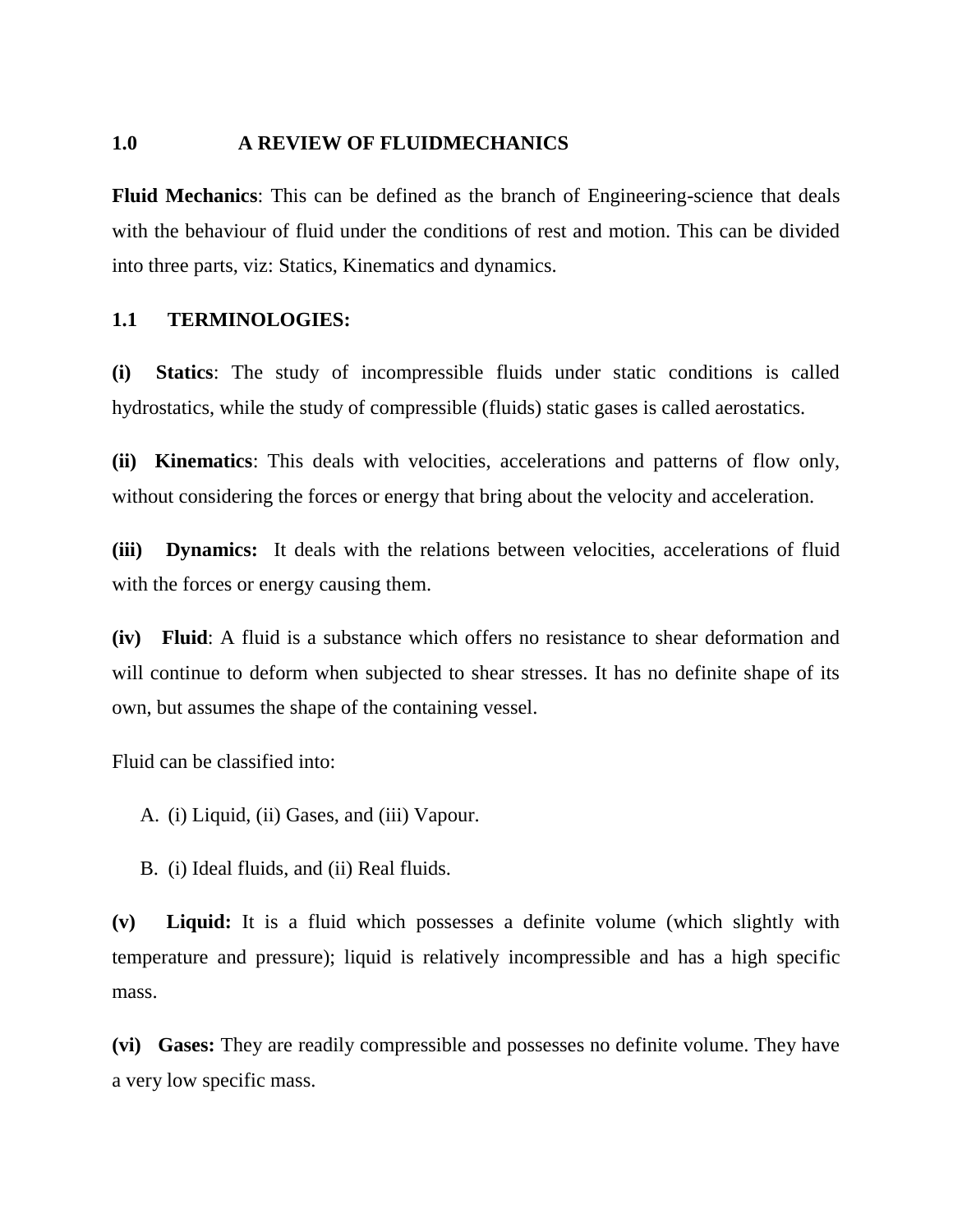## 1.0 A REVIEW OF FLUIDMECHANICS

**Fluid Mechanics**: This can be defined as the branch of Engineering-science that deals with the behaviour of fluid under the conditions of rest and motion. This can be divided into three parts, viz: Statics, Kinematics and dynamics.

### 1.1 TERMINOLOGIES:

**(i) Statics**: The study of incompressible fluids under static conditions is called hydrostatics, while the study of compressible (fluids) static gases is called aerostatics.

**(ii) Kinematics**: This deals with velocities, accelerations and patterns of flow only, without considering the forces or energy that bring about the velocity and acceleration.

**(iii) Dynamics:** It deals with the relations between velocities, accelerations of fluid with the forces or energy causing them.

**(iv) Fluid**: A fluid is a substance which offers no resistance to shear deformation and will continue to deform when subjected to shear stresses. It has no definite shape of its own, but assumes the shape of the containing vessel.

Fluid can be classified into:

A. (i) Liquid, (ii) Gases, and (iii) Vapour.

B. (i) Ideal fluids, and (ii) Real fluids.

**(v) Liquid:** It is a fluid which possesses a definite volume (which slightly with temperature and pressure); liquid is relatively incompressible and has a high specific mass.

**(vi) Gases:** They are readily compressible and possesses no definite volume. They have a very low specific mass.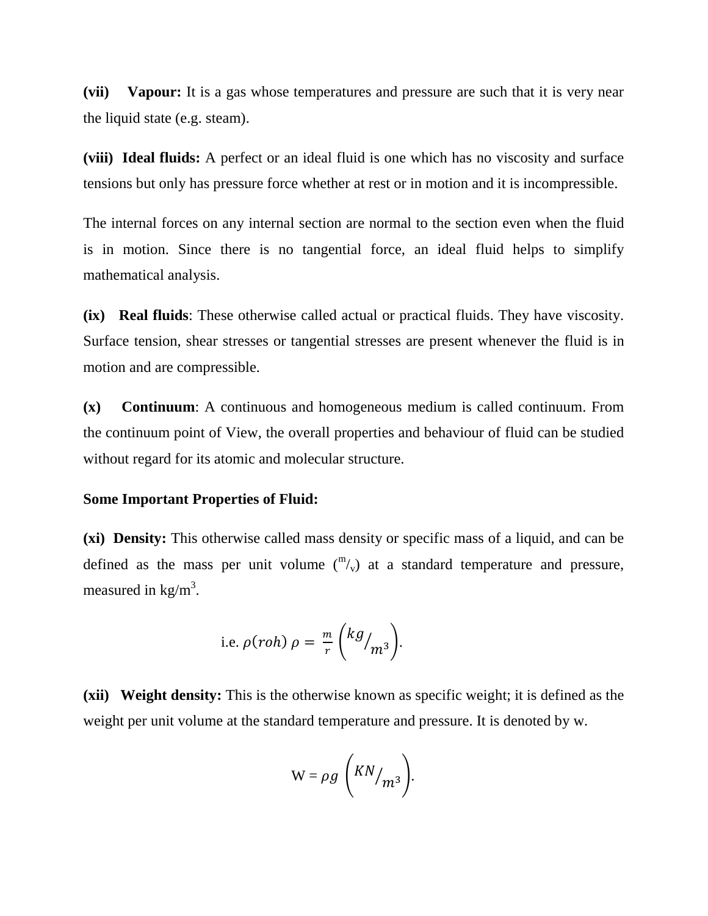**(vii) Vapour:** It is a gas whose temperatures and pressure are such that it is very near the liquid state (e.g. steam).

**(viii) Ideal fluids:** A perfect or an ideal fluid is one which has no viscosity and surface tensions but only has pressure force whether at rest or in motion and it is incompressible.

The internal forces on any internal section are normal to the section even when the fluid is in motion. Since there is no tangential force, an ideal fluid helps to simplify mathematical analysis.

**(ix) Real fluids**: These otherwise called actual or practical fluids. They have viscosity. Surface tension, shear stresses or tangential stresses are present whenever the fluid is in motion and are compressible.

**(x) Continuum**: A continuous and homogeneous medium is called continuum. From the continuum point of View, the overall properties and behaviour of fluid can be studied without regard for its atomic and molecular structure.

**Some Important Properties of Fluid:**

**(xi) Density:** This otherwise called mass density or specific mass of a liquid, and can be defined as the mass per unit volume ($^{m}/_{v}$) at a standard temperature and pressure, measured in $kg/m^3$.

$$\text{i.e. } \rho(roh)\ \rho = \frac{m}{r}\left({kg}/{m^3}\right).$$

**(xii) Weight density:** This is the otherwise known as specific weight; it is defined as the weight per unit volume at the standard temperature and pressure. It is denoted by w.

$$W = \rho g\ \left({KN}/{m^3}\right).$$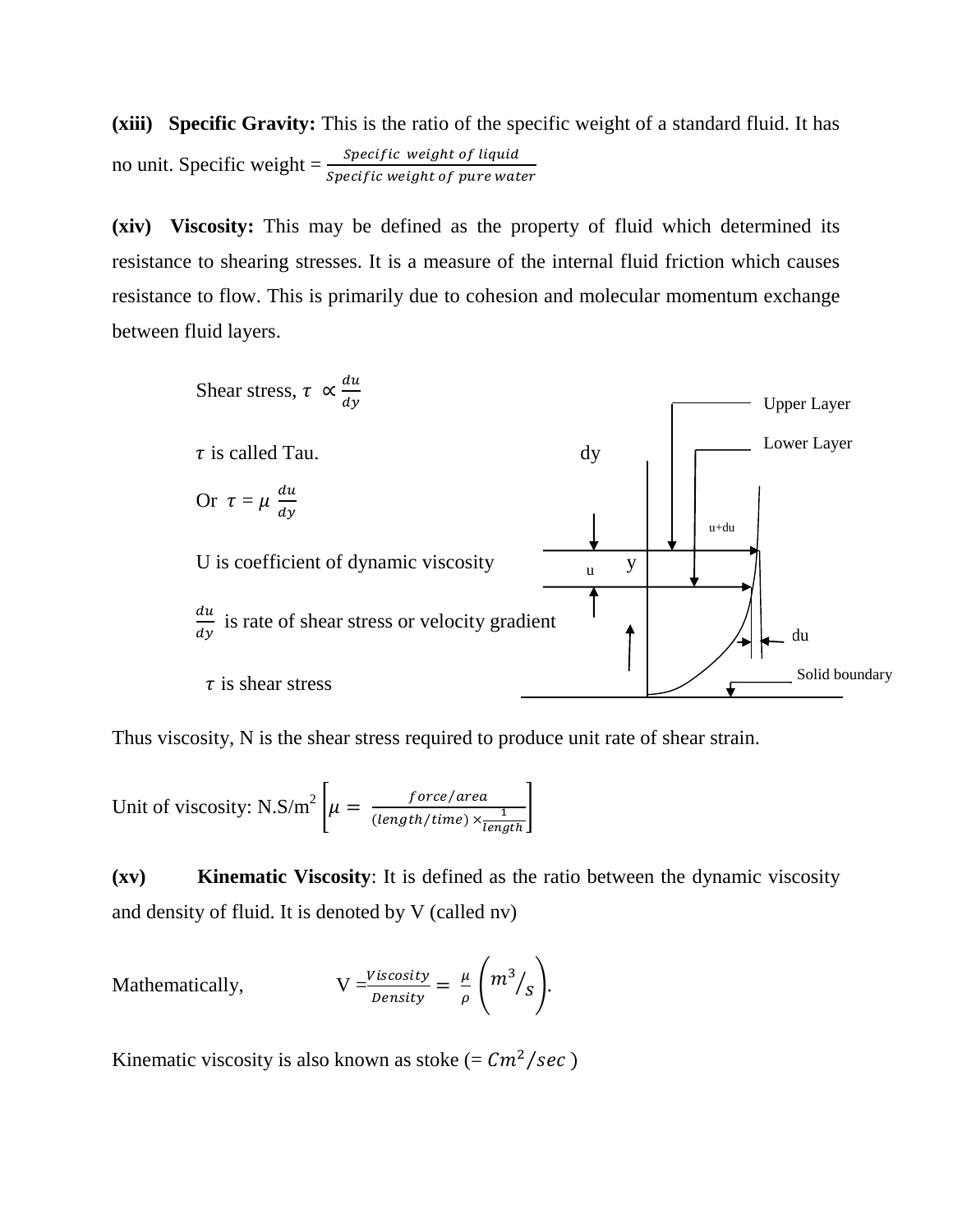**(xiii) Specific Gravity:** This is the ratio of the specific weight of a standard fluid. It has no unit. Specific weight = $\frac{Specific\ weight\ of\ liquid}{Specific\ weight\ of\ pure\ water}$

**(xiv) Viscosity:** This may be defined as the property of fluid which determined its resistance to shearing stresses. It is a measure of the internal fluid friction which causes resistance to flow. This is primarily due to cohesion and molecular momentum exchange between fluid layers.

Shear stress, $\tau \propto \frac{du}{dy}$

$\tau$ is called Tau.

Or $\tau = \mu \frac{du}{dy}$

U is coefficient of dynamic viscosity

$\frac{du}{dy}$ is rate of shear stress or velocity gradient

$\tau$ is shear stress

Upper Layer

Lower Layer

dy

u+du

u y

du

Solid boundary

Thus viscosity, N is the shear stress required to produce unit rate of shear strain.

Unit of viscosity: N.S/m$^2$ $\left[\mu = \frac{force/area}{(length/time) \times \frac{1}{length}}\right]$

**(xv) Kinematic Viscosity**: It is defined as the ratio between the dynamic viscosity and density of fluid. It is denoted by V (called nv)

Mathematically, $V = \frac{Viscosity}{Density} = \frac{\mu}{\rho}\left(m^3/_s\right)$.

Kinematic viscosity is also known as stoke (= $Cm^2/sec$ )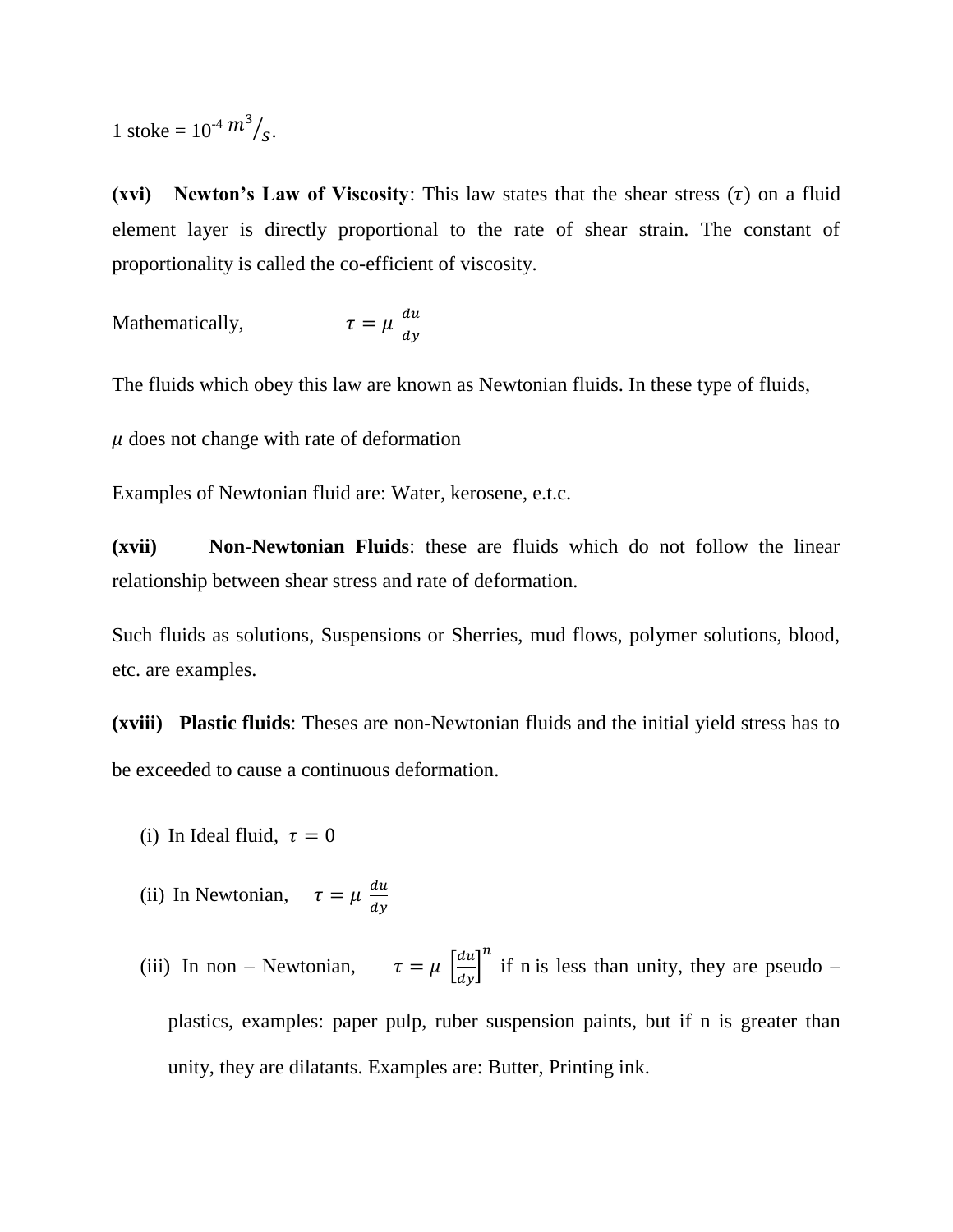1 stoke = $10^{-4}\ m^3/_{s}$.

**(xvi) Newton's Law of Viscosity**: This law states that the shear stress ($\tau$) on a fluid element layer is directly proportional to the rate of shear strain. The constant of proportionality is called the co-efficient of viscosity.

Mathematically, $$\tau = \mu \frac{du}{dy}$$

The fluids which obey this law are known as Newtonian fluids. In these type of fluids,

$\mu$ does not change with rate of deformation

Examples of Newtonian fluid are: Water, kerosene, e.t.c.

**(xvii) Non-Newtonian Fluids**: these are fluids which do not follow the linear relationship between shear stress and rate of deformation.

Such fluids as solutions, Suspensions or Sherries, mud flows, polymer solutions, blood, etc. are examples.

**(xviii) Plastic fluids**: Theses are non-Newtonian fluids and the initial yield stress has to be exceeded to cause a continuous deformation.

(i) In Ideal fluid, $\tau = 0$

(ii) In Newtonian, $\tau = \mu \frac{du}{dy}$

(iii) In non – Newtonian, $\tau = \mu \left[\frac{du}{dy}\right]^n$ if n is less than unity, they are pseudo – plastics, examples: paper pulp, ruber suspension paints, but if n is greater than unity, they are dilatants. Examples are: Butter, Printing ink.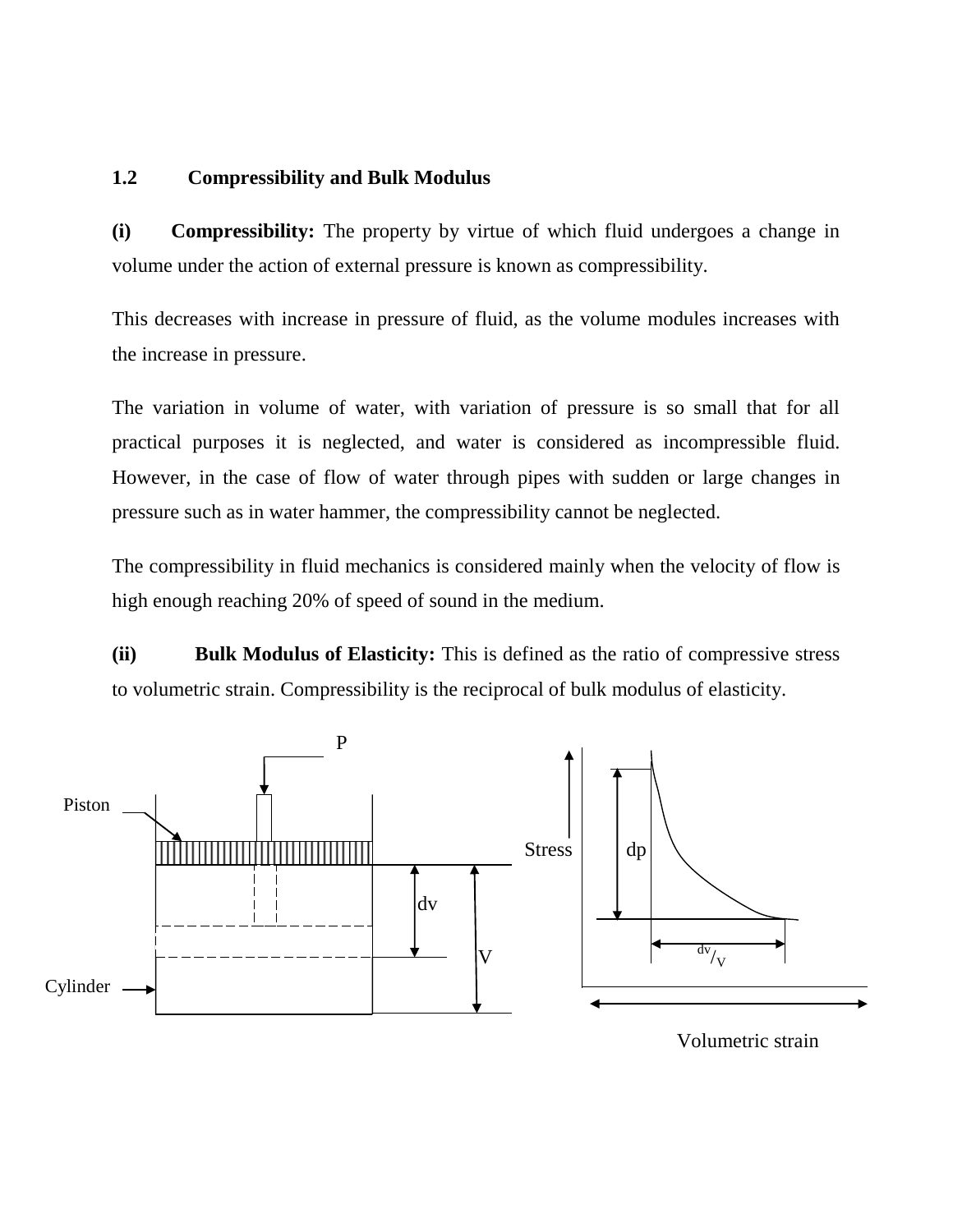## 1.2 Compressibility and Bulk Modulus

**(i) Compressibility:** The property by virtue of which fluid undergoes a change in volume under the action of external pressure is known as compressibility.

This decreases with increase in pressure of fluid, as the volume modules increases with the increase in pressure.

The variation in volume of water, with variation of pressure is so small that for all practical purposes it is neglected, and water is considered as incompressible fluid. However, in the case of flow of water through pipes with sudden or large changes in pressure such as in water hammer, the compressibility cannot be neglected.

The compressibility in fluid mechanics is considered mainly when the velocity of flow is high enough reaching 20% of speed of sound in the medium.

**(ii) Bulk Modulus of Elasticity:** This is defined as the ratio of compressive stress to volumetric strain. Compressibility is the reciprocal of bulk modulus of elasticity.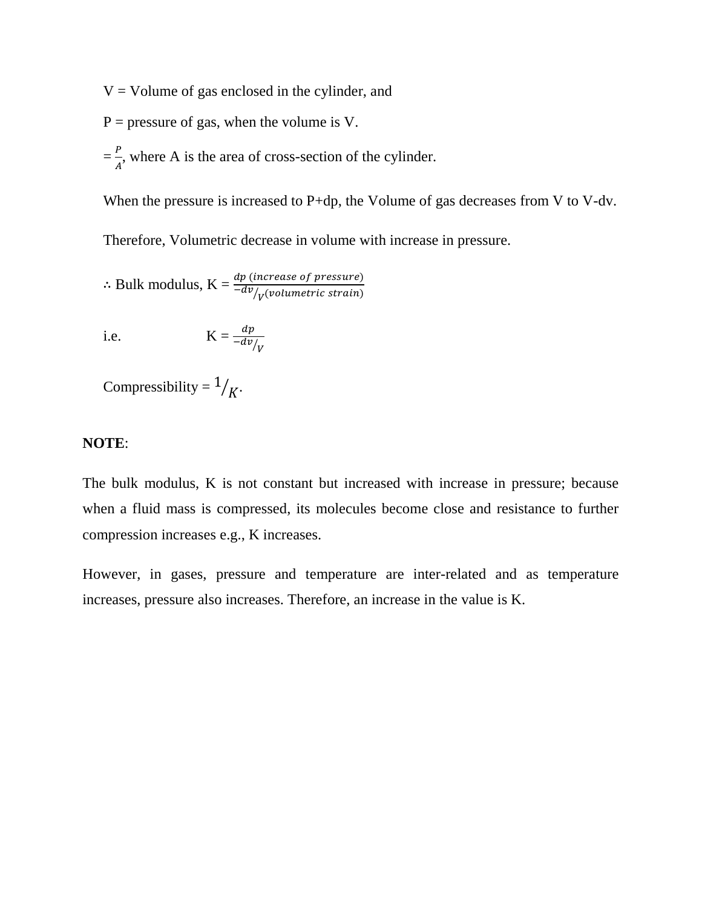V = Volume of gas enclosed in the cylinder, and

P = pressure of gas, when the volume is V.

$= \frac{P}{A}$, where A is the area of cross-section of the cylinder.

When the pressure is increased to P+dp, the Volume of gas decreases from V to V-dv.

Therefore, Volumetric decrease in volume with increase in pressure.

$\therefore$ Bulk modulus, K = $\frac{dp \ (increase\ of\ pressure)}{-dv/_{V}(volumetric\ strain)}$

i.e. $K = \frac{dp}{-dv/_{V}}$

Compressibility = $1/_{K}$.

**NOTE**:

The bulk modulus, K is not constant but increased with increase in pressure; because when a fluid mass is compressed, its molecules become close and resistance to further compression increases e.g., K increases.

However, in gases, pressure and temperature are inter-related and as temperature increases, pressure also increases. Therefore, an increase in the value is K.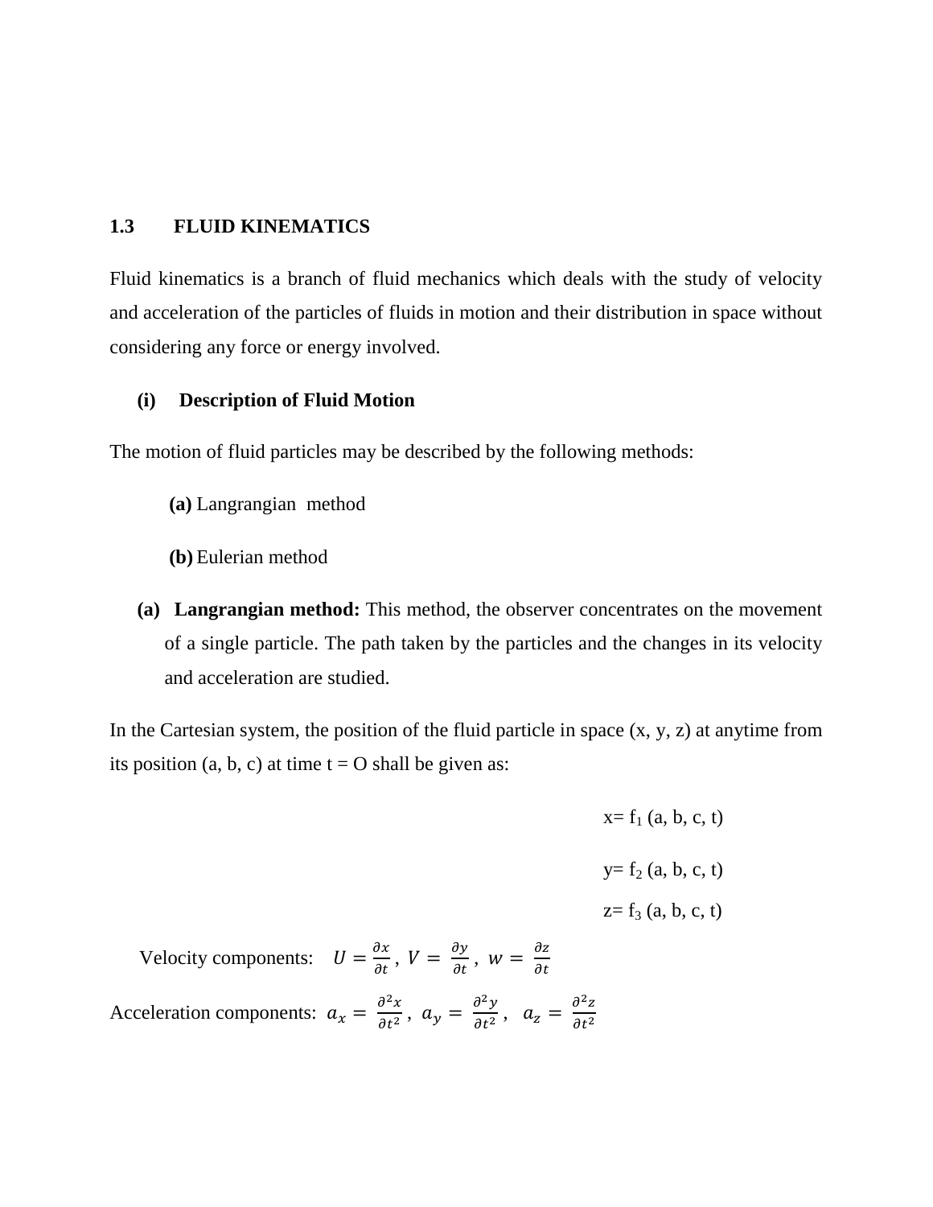## 1.3 FLUID KINEMATICS

Fluid kinematics is a branch of fluid mechanics which deals with the study of velocity and acceleration of the particles of fluids in motion and their distribution in space without considering any force or energy involved.

### (i) Description of Fluid Motion

The motion of fluid particles may be described by the following methods:

**(a)** Langrangian method

**(b)** Eulerian method

**(a) Langrangian method:** This method, the observer concentrates on the movement of a single particle. The path taken by the particles and the changes in its velocity and acceleration are studied.

In the Cartesian system, the position of the fluid particle in space (x, y, z) at anytime from its position (a, b, c) at time t = O shall be given as:

$$x = f_1 (a, b, c, t)$$

$$y = f_2 (a, b, c, t)$$

$$z = f_3 (a, b, c, t)$$

Velocity components: $U = \frac{\partial x}{\partial t}, \; V = \frac{\partial y}{\partial t}, \; w = \frac{\partial z}{\partial t}$

Acceleration components: $a_x = \frac{\partial^2 x}{\partial t^2}, \; a_y = \frac{\partial^2 y}{\partial t^2}, \; a_z = \frac{\partial^2 z}{\partial t^2}$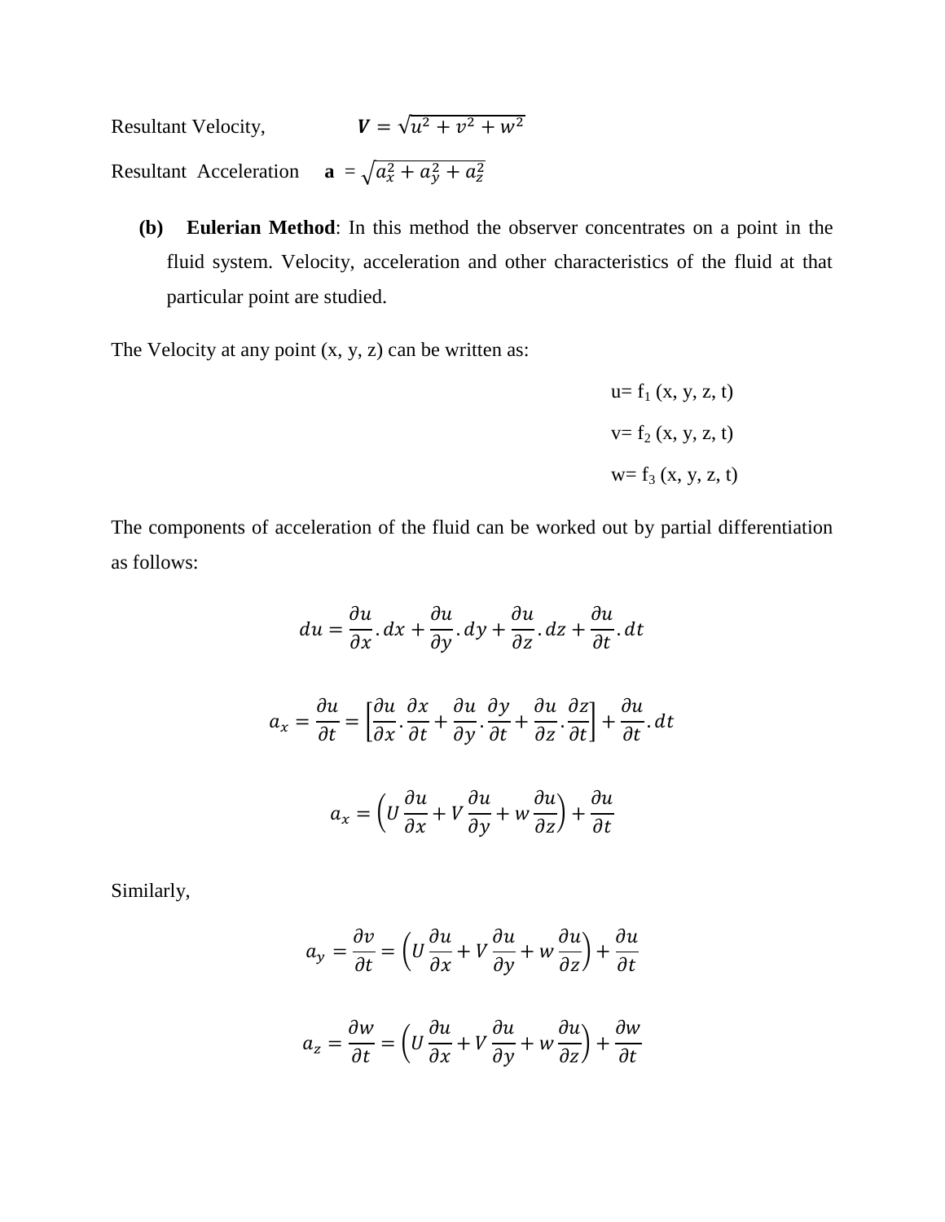Resultant Velocity, $\boldsymbol{V} = \sqrt{u^2 + v^2 + w^2}$

Resultant Acceleration $\mathbf{a} = \sqrt{a_x^2 + a_y^2 + a_z^2}$

**(b) Eulerian Method**: In this method the observer concentrates on a point in the fluid system. Velocity, acceleration and other characteristics of the fluid at that particular point are studied.

The Velocity at any point (x, y, z) can be written as:

$$u = f_1 (x, y, z, t)$$

$$v = f_2 (x, y, z, t)$$

$$w = f_3 (x, y, z, t)$$

The components of acceleration of the fluid can be worked out by partial differentiation as follows:

$$du = \frac{\partial u}{\partial x}.dx + \frac{\partial u}{\partial y}.dy + \frac{\partial u}{\partial z}.dz + \frac{\partial u}{\partial t}.dt$$

$$a_x = \frac{\partial u}{\partial t} = \left[\frac{\partial u}{\partial x}.\frac{\partial x}{\partial t} + \frac{\partial u}{\partial y}.\frac{\partial y}{\partial t} + \frac{\partial u}{\partial z}.\frac{\partial z}{\partial t}\right] + \frac{\partial u}{\partial t}.dt$$

$$a_x = \left(U\frac{\partial u}{\partial x} + V\frac{\partial u}{\partial y} + w\frac{\partial u}{\partial z}\right) + \frac{\partial u}{\partial t}$$

Similarly,

$$a_y = \frac{\partial v}{\partial t} = \left(U\frac{\partial u}{\partial x} + V\frac{\partial u}{\partial y} + w\frac{\partial u}{\partial z}\right) + \frac{\partial u}{\partial t}$$

$$a_z = \frac{\partial w}{\partial t} = \left(U\frac{\partial u}{\partial x} + V\frac{\partial u}{\partial y} + w\frac{\partial u}{\partial z}\right) + \frac{\partial w}{\partial t}$$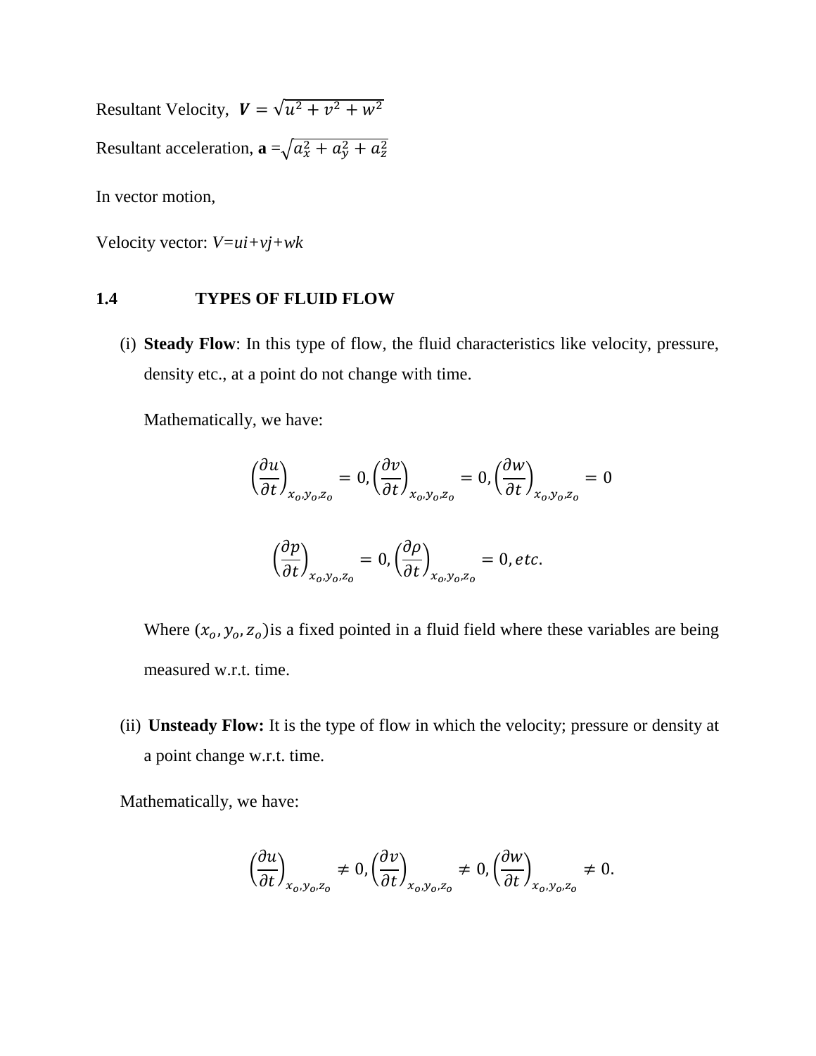Resultant Velocity, $\boldsymbol{V} = \sqrt{u^2 + v^2 + w^2}$

Resultant acceleration, **a** $= \sqrt{a_x^2 + a_y^2 + a_z^2}$

In vector motion,

Velocity vector: *V=ui+vj+wk*

## 1.4 TYPES OF FLUID FLOW

(i) **Steady Flow**: In this type of flow, the fluid characteristics like velocity, pressure, density etc., at a point do not change with time.

Mathematically, we have:

$$\left(\frac{\partial u}{\partial t}\right)_{x_o, y_o, z_o} = 0, \left(\frac{\partial v}{\partial t}\right)_{x_o, y_o, z_o} = 0, \left(\frac{\partial w}{\partial t}\right)_{x_o, y_o, z_o} = 0$$

$$\left(\frac{\partial p}{\partial t}\right)_{x_o, y_o, z_o} = 0, \left(\frac{\partial \rho}{\partial t}\right)_{x_o, y_o, z_o} = 0, etc.$$

Where $(x_o, y_o, z_o)$is a fixed pointed in a fluid field where these variables are being measured w.r.t. time.

(ii) **Unsteady Flow:** It is the type of flow in which the velocity; pressure or density at a point change w.r.t. time.

Mathematically, we have:

$$\left(\frac{\partial u}{\partial t}\right)_{x_o, y_o, z_o} \neq 0, \left(\frac{\partial v}{\partial t}\right)_{x_o, y_o, z_o} \neq 0, \left(\frac{\partial w}{\partial t}\right)_{x_o, y_o, z_o} \neq 0.$$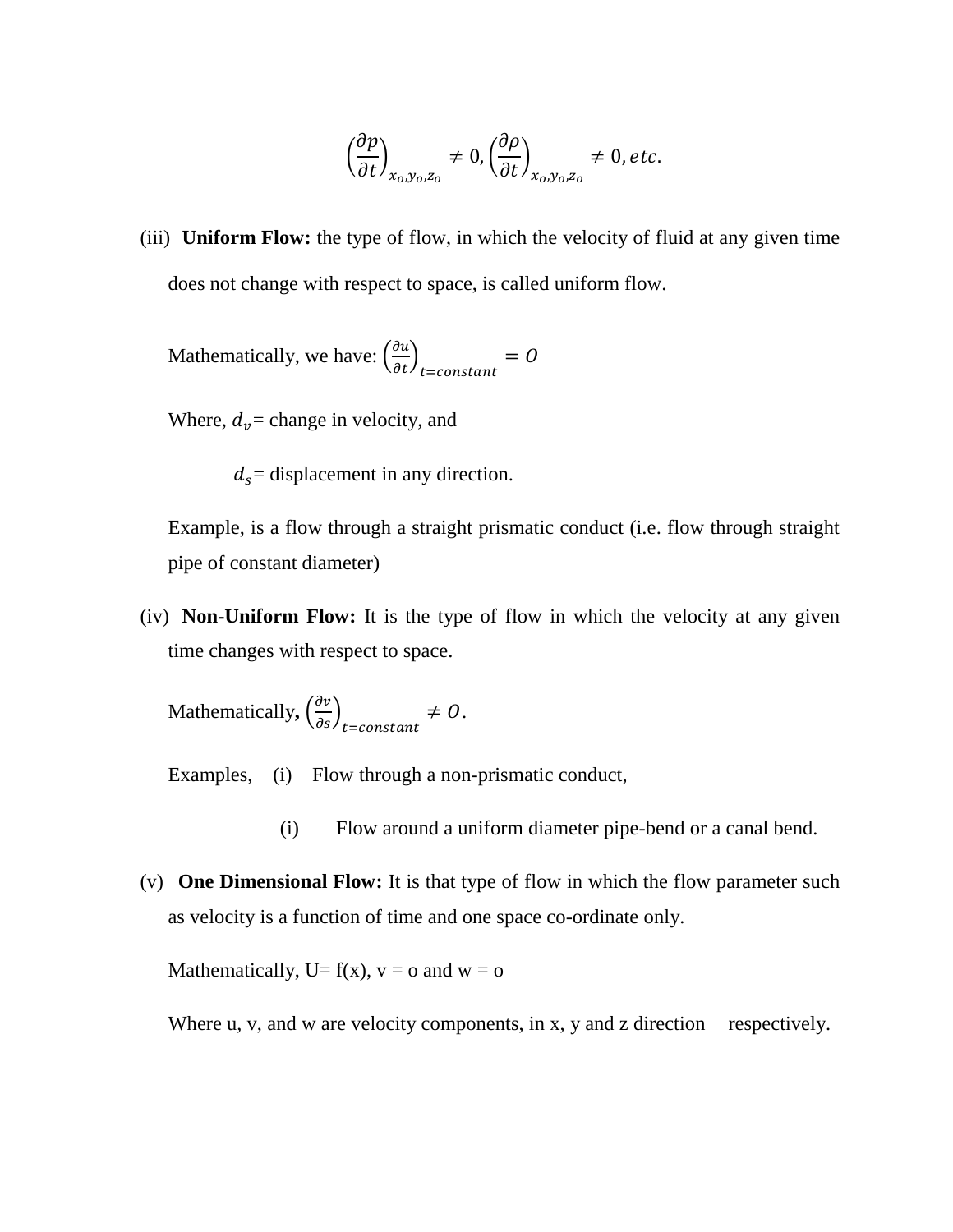$$\left(\frac{\partial p}{\partial t}\right)_{x_o,y_o,z_o} \neq 0, \left(\frac{\partial \rho}{\partial t}\right)_{x_o,y_o,z_o} \neq 0, etc.$$

(iii) **Uniform Flow:** the type of flow, in which the velocity of fluid at any given time does not change with respect to space, is called uniform flow.

Mathematically, we have: $\left(\frac{\partial u}{\partial t}\right)_{t=constant} = O$

Where, $d_v$= change in velocity, and

$d_s$= displacement in any direction.

Example, is a flow through a straight prismatic conduct (i.e. flow through straight pipe of constant diameter)

(iv) **Non-Uniform Flow:** It is the type of flow in which the velocity at any given time changes with respect to space.

Mathematically, $\left(\frac{\partial v}{\partial s}\right)_{t=constant} \neq O$.

Examples, (i) Flow through a non-prismatic conduct,

(i) Flow around a uniform diameter pipe-bend or a canal bend.

(v) **One Dimensional Flow:** It is that type of flow in which the flow parameter such as velocity is a function of time and one space co-ordinate only.

Mathematically, U= f(x), v = o and w = o

Where u, v, and w are velocity components, in x, y and z direction respectively.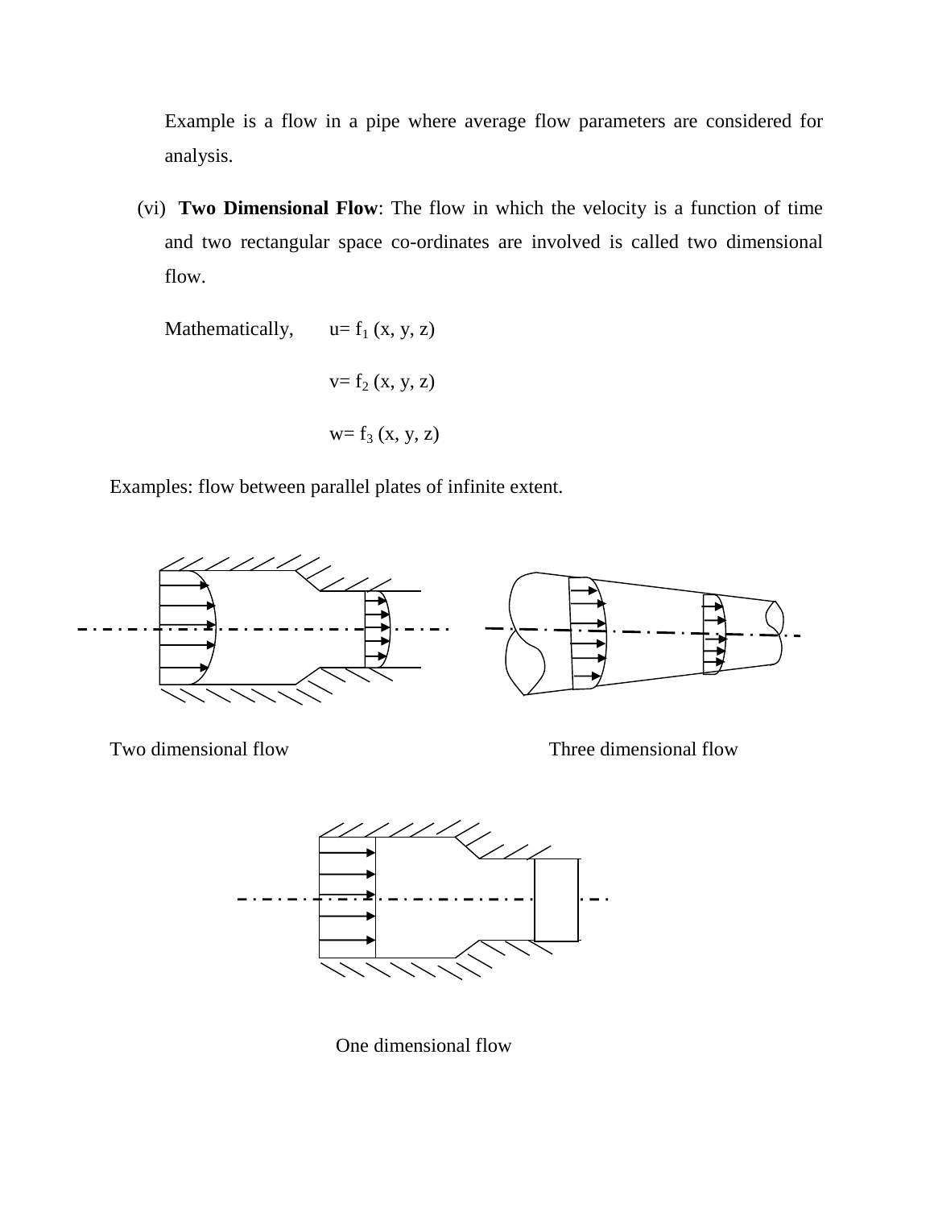Example is a flow in a pipe where average flow parameters are considered for analysis.

(vi) **Two Dimensional Flow**: The flow in which the velocity is a function of time and two rectangular space co-ordinates are involved is called two dimensional flow.

Mathematically, $u = f_1 (x, y, z)$

$v = f_2 (x, y, z)$

$w = f_3 (x, y, z)$

Examples: flow between parallel plates of infinite extent.

Two dimensional flow

Three dimensional flow

One dimensional flow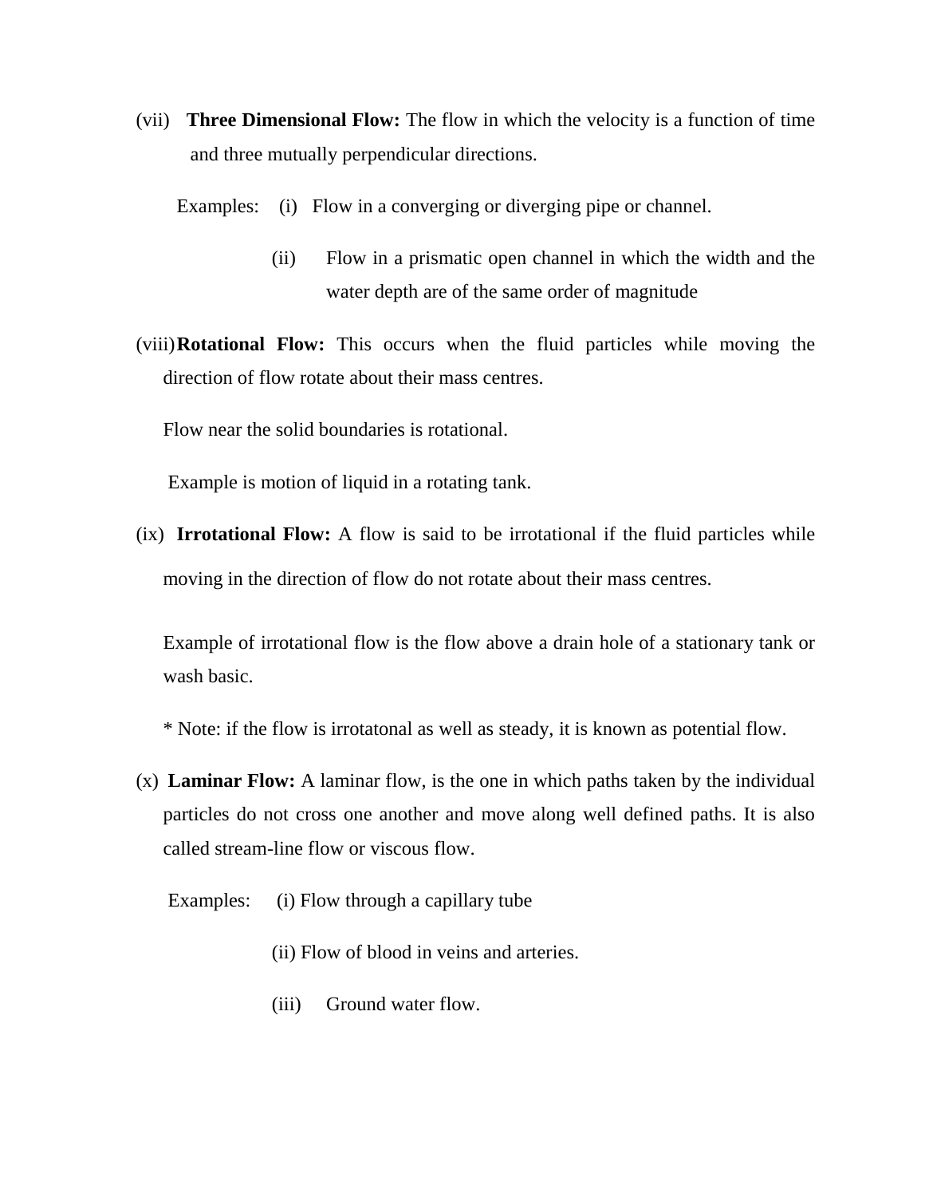(vii) **Three Dimensional Flow:** The flow in which the velocity is a function of time and three mutually perpendicular directions.

Examples: (i) Flow in a converging or diverging pipe or channel.

(ii) Flow in a prismatic open channel in which the width and the water depth are of the same order of magnitude

(viii) **Rotational Flow:** This occurs when the fluid particles while moving the direction of flow rotate about their mass centres.

Flow near the solid boundaries is rotational.

Example is motion of liquid in a rotating tank.

(ix) **Irrotational Flow:** A flow is said to be irrotational if the fluid particles while moving in the direction of flow do not rotate about their mass centres.

Example of irrotational flow is the flow above a drain hole of a stationary tank or wash basic.

* Note: if the flow is irrotatonal as well as steady, it is known as potential flow.

(x) **Laminar Flow:** A laminar flow, is the one in which paths taken by the individual particles do not cross one another and move along well defined paths. It is also called stream-line flow or viscous flow.

Examples: (i) Flow through a capillary tube

(ii) Flow of blood in veins and arteries.

(iii) Ground water flow.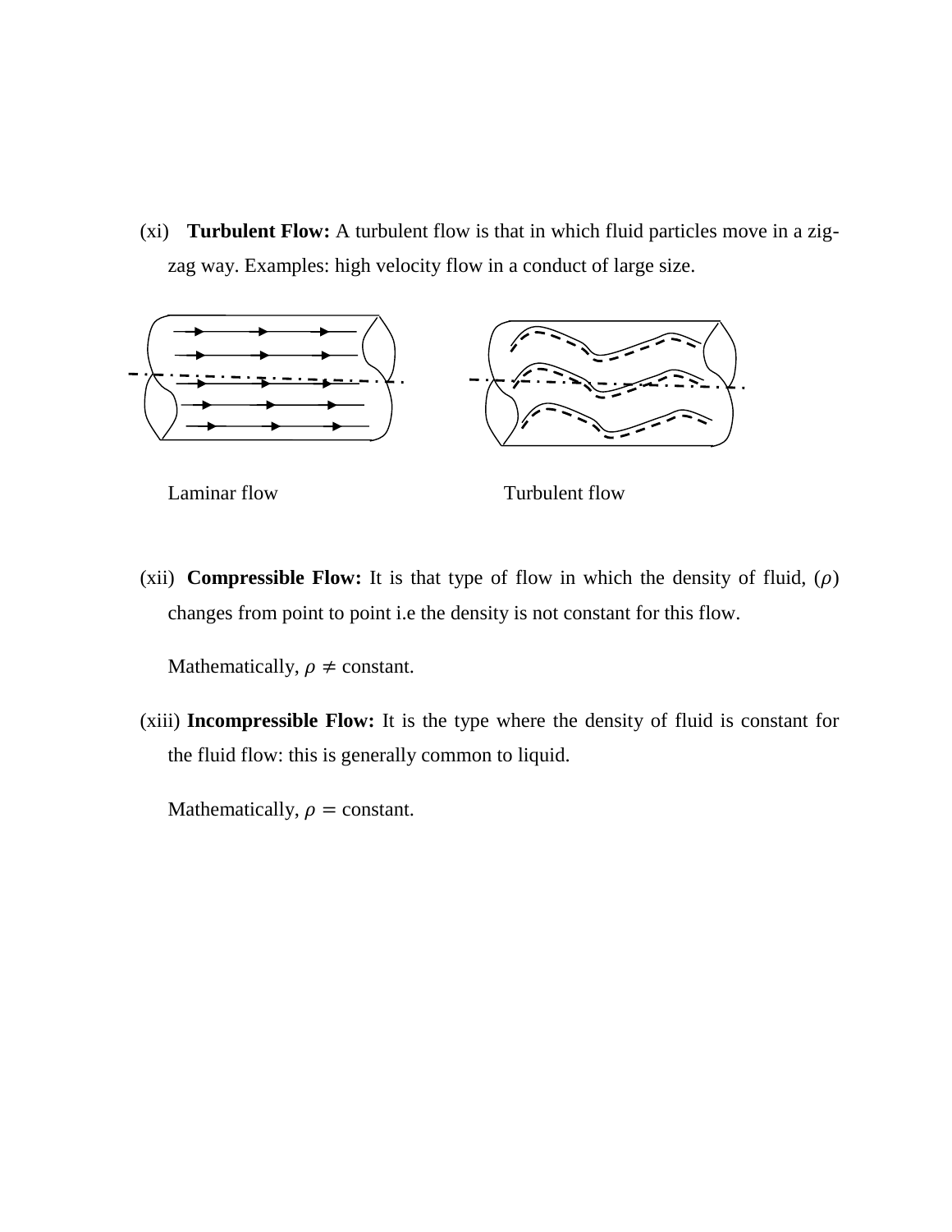(xi) **Turbulent Flow:** A turbulent flow is that in which fluid particles move in a zig-zag way. Examples: high velocity flow in a conduct of large size.

Laminar flow Turbulent flow

(xii) **Compressible Flow:** It is that type of flow in which the density of fluid, ($\rho$) changes from point to point i.e the density is not constant for this flow.

Mathematically, $\rho \neq$ constant.

(xiii) **Incompressible Flow:** It is the type where the density of fluid is constant for the fluid flow: this is generally common to liquid.

Mathematically, $\rho =$ constant.